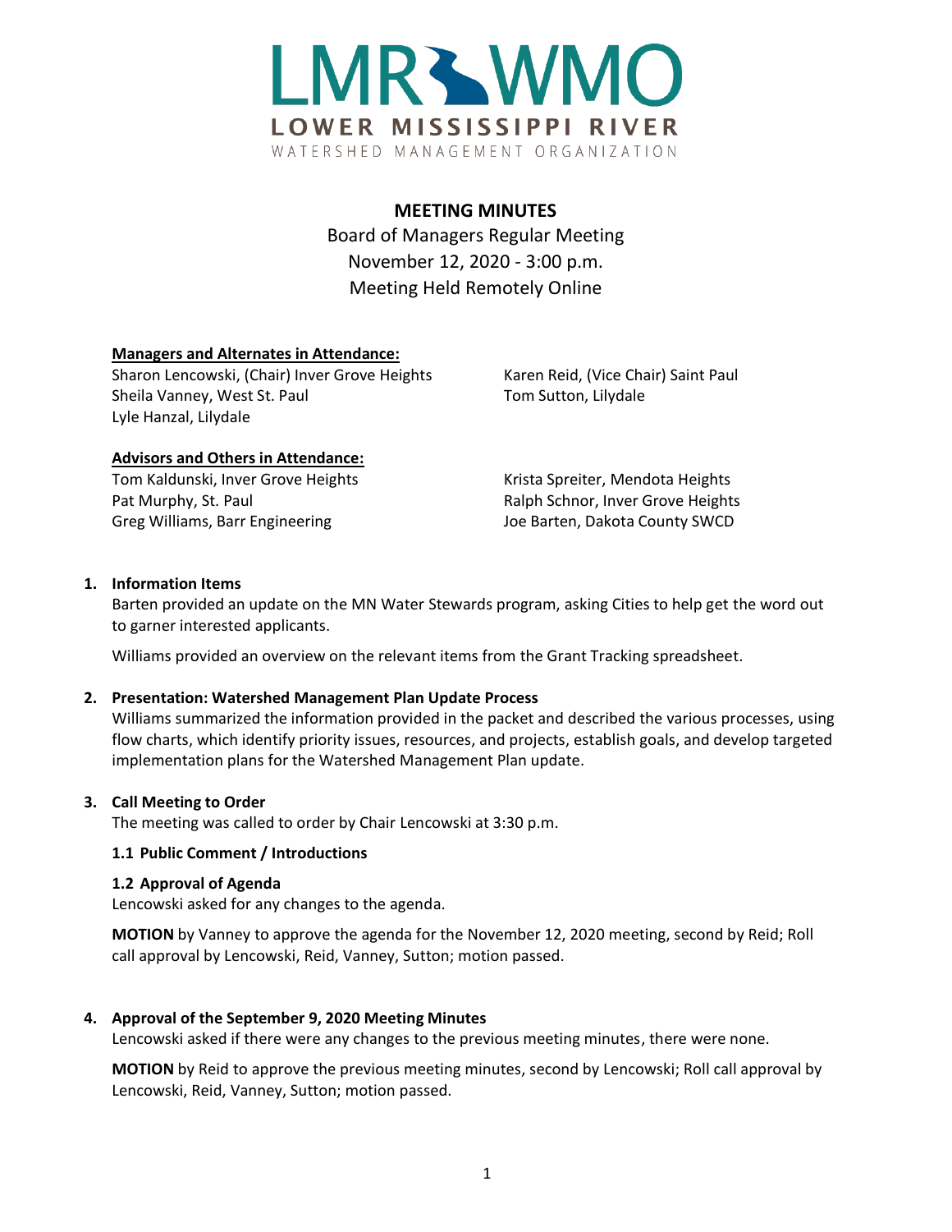# LMR WMO

**LOWER MISSISSIPPI RIVER**

WATERSHED MANAGEMENT ORGANIZATION

## MEETING MINUTES

Board of Managers Regular Meeting
November 12, 2020 - 3:00 p.m.
Meeting Held Remotely Online

**Managers and Alternates in Attendance:**

Sharon Lencowski, (Chair) Inver Grove Heights
Sheila Vanney, West St. Paul
Lyle Hanzal, Lilydale
Karen Reid, (Vice Chair) Saint Paul
Tom Sutton, Lilydale

**Advisors and Others in Attendance:**

Tom Kaldunski, Inver Grove Heights
Pat Murphy, St. Paul
Greg Williams, Barr Engineering
Krista Spreiter, Mendota Heights
Ralph Schnor, Inver Grove Heights
Joe Barten, Dakota County SWCD

**1. Information Items**

Barten provided an update on the MN Water Stewards program, asking Cities to help get the word out to garner interested applicants.

Williams provided an overview on the relevant items from the Grant Tracking spreadsheet.

**2. Presentation: Watershed Management Plan Update Process**

Williams summarized the information provided in the packet and described the various processes, using flow charts, which identify priority issues, resources, and projects, establish goals, and develop targeted implementation plans for the Watershed Management Plan update.

**3. Call Meeting to Order**

The meeting was called to order by Chair Lencowski at 3:30 p.m.

**1.1 Public Comment / Introductions**

**1.2 Approval of Agenda**

Lencowski asked for any changes to the agenda.

**MOTION** by Vanney to approve the agenda for the November 12, 2020 meeting, second by Reid; Roll call approval by Lencowski, Reid, Vanney, Sutton; motion passed.

**4. Approval of the September 9, 2020 Meeting Minutes**

Lencowski asked if there were any changes to the previous meeting minutes, there were none.

**MOTION** by Reid to approve the previous meeting minutes, second by Lencowski; Roll call approval by Lencowski, Reid, Vanney, Sutton; motion passed.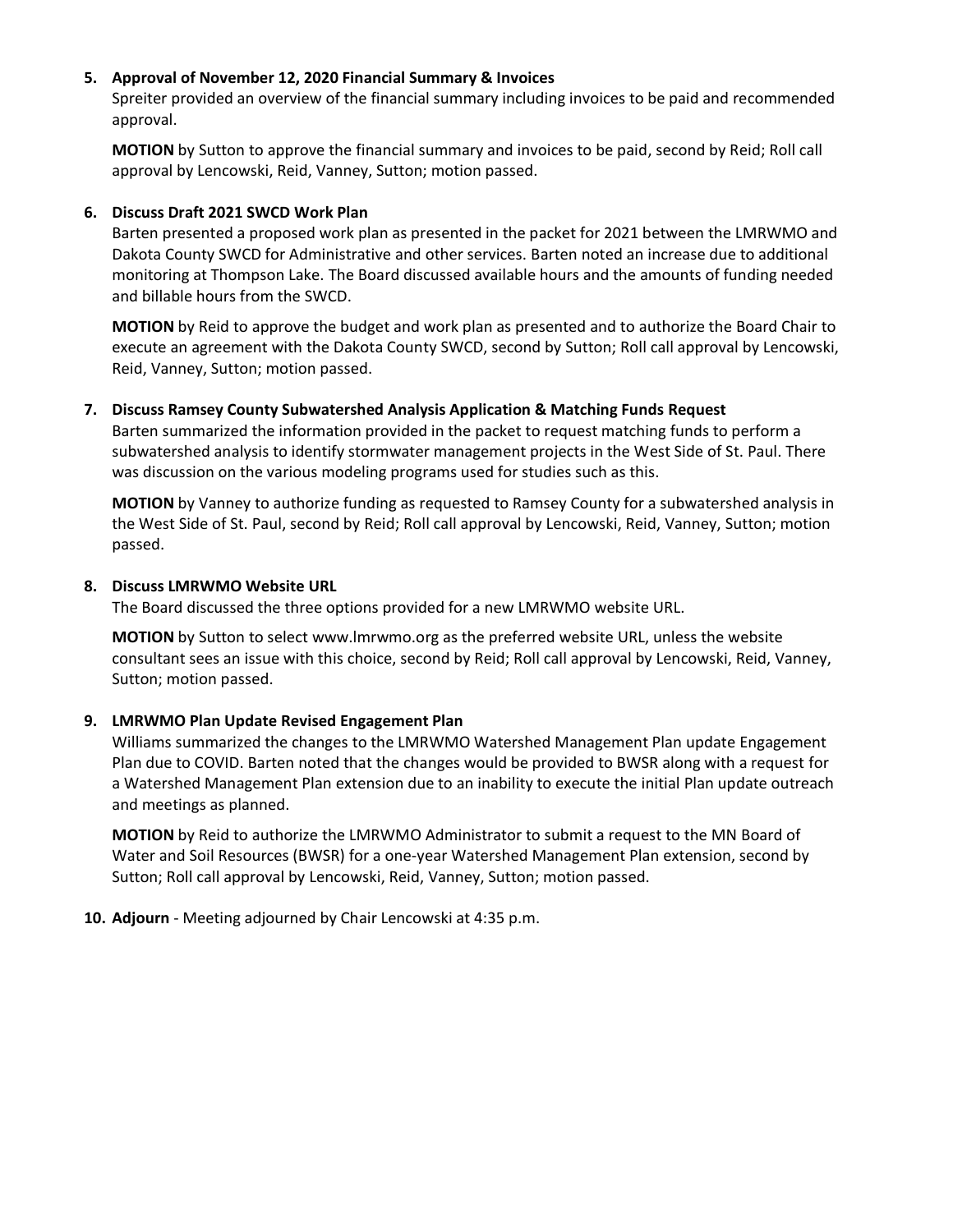5. **Approval of November 12, 2020 Financial Summary & Invoices**

   Spreiter provided an overview of the financial summary including invoices to be paid and recommended approval.

   **MOTION** by Sutton to approve the financial summary and invoices to be paid, second by Reid; Roll call approval by Lencowski, Reid, Vanney, Sutton; motion passed.

6. **Discuss Draft 2021 SWCD Work Plan**

   Barten presented a proposed work plan as presented in the packet for 2021 between the LMRWMO and Dakota County SWCD for Administrative and other services. Barten noted an increase due to additional monitoring at Thompson Lake. The Board discussed available hours and the amounts of funding needed and billable hours from the SWCD.

   **MOTION** by Reid to approve the budget and work plan as presented and to authorize the Board Chair to execute an agreement with the Dakota County SWCD, second by Sutton; Roll call approval by Lencowski, Reid, Vanney, Sutton; motion passed.

7. **Discuss Ramsey County Subwatershed Analysis Application & Matching Funds Request**

   Barten summarized the information provided in the packet to request matching funds to perform a subwatershed analysis to identify stormwater management projects in the West Side of St. Paul. There was discussion on the various modeling programs used for studies such as this.

   **MOTION** by Vanney to authorize funding as requested to Ramsey County for a subwatershed analysis in the West Side of St. Paul, second by Reid; Roll call approval by Lencowski, Reid, Vanney, Sutton; motion passed.

8. **Discuss LMRWMO Website URL**

   The Board discussed the three options provided for a new LMRWMO website URL.

   **MOTION** by Sutton to select www.lmrwmo.org as the preferred website URL, unless the website consultant sees an issue with this choice, second by Reid; Roll call approval by Lencowski, Reid, Vanney, Sutton; motion passed.

9. **LMRWMO Plan Update Revised Engagement Plan**

   Williams summarized the changes to the LMRWMO Watershed Management Plan update Engagement Plan due to COVID. Barten noted that the changes would be provided to BWSR along with a request for a Watershed Management Plan extension due to an inability to execute the initial Plan update outreach and meetings as planned.

   **MOTION** by Reid to authorize the LMRWMO Administrator to submit a request to the MN Board of Water and Soil Resources (BWSR) for a one-year Watershed Management Plan extension, second by Sutton; Roll call approval by Lencowski, Reid, Vanney, Sutton; motion passed.

10. **Adjourn** - Meeting adjourned by Chair Lencowski at 4:35 p.m.